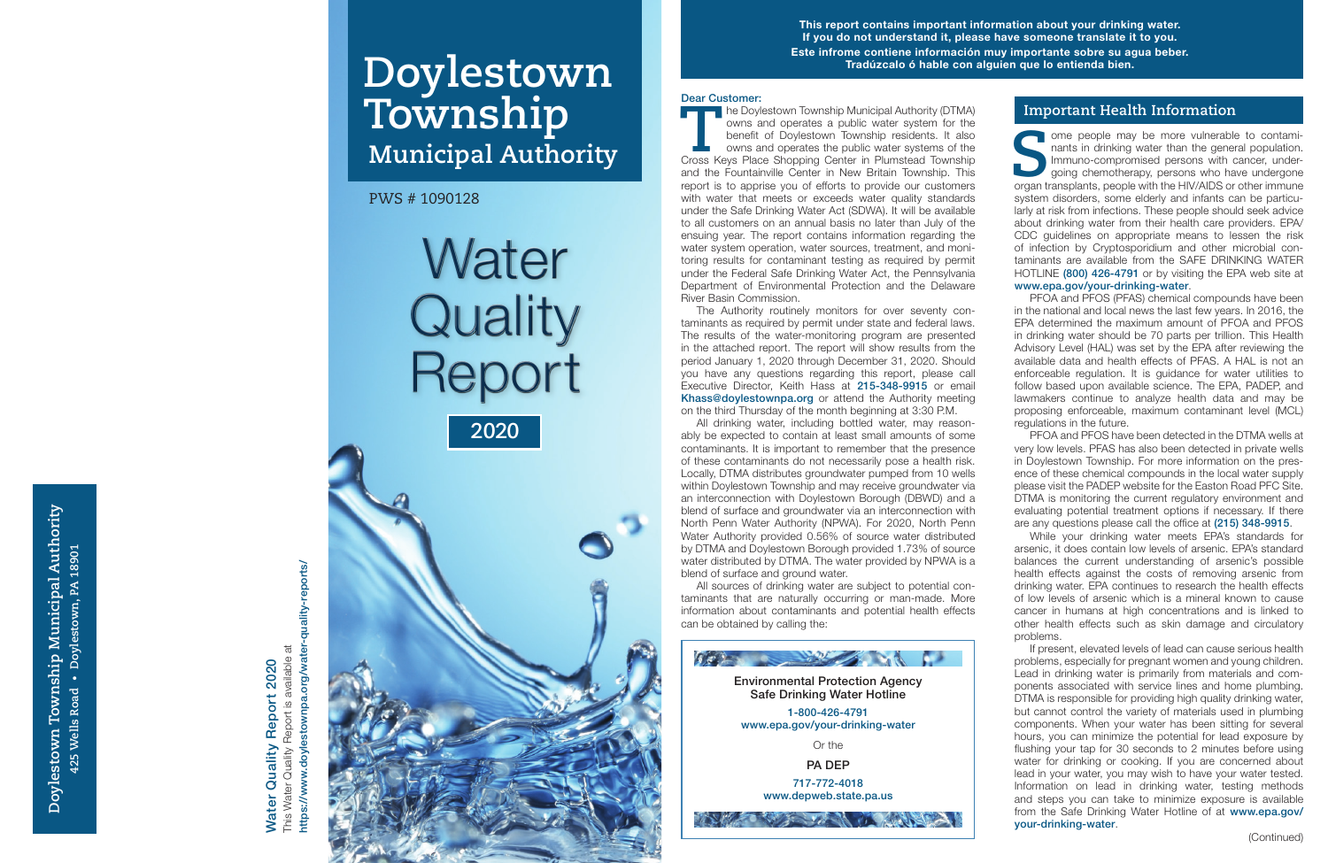**Doylestown Township Municipal Authority**
**425 Wells Road • Doylestown, PA 18901**

**Water Quality Report 2020**
This Water Quality Report is available at
**https://www.doylestownpa.org/water-quality-reports/**

# Doylestown Township Municipal Authority

PWS # 1090128

# Water Quality Report

**2020**

**This report contains important information about your drinking water. If you do not understand it, please have someone translate it to you.**
**Este infrome contiene información muy importante sobre su agua beber. Tradúzcalo ó hable con alguien que lo entienda bien.**

**Dear Customer:**

The Doylestown Township Municipal Authority (DTMA) owns and operates a public water system for the benefit of Doylestown Township residents. It also owns and operates the public water systems of the Cross Keys Place Shopping Center in Plumstead Township and the Fountainville Center in New Britain Township. This report is to apprise you of efforts to provide our customers with water that meets or exceeds water quality standards under the Safe Drinking Water Act (SDWA). It will be available to all customers on an annual basis no later than July of the ensuing year. The report contains information regarding the water system operation, water sources, treatment, and monitoring results for contaminant testing as required by permit under the Federal Safe Drinking Water Act, the Pennsylvania Department of Environmental Protection and the Delaware River Basin Commission.

The Authority routinely monitors for over seventy contaminants as required by permit under state and federal laws. The results of the water-monitoring program are presented in the attached report. The report will show results from the period January 1, 2020 through December 31, 2020. Should you have any questions regarding this report, please call Executive Director, Keith Hass at **215-348-9915** or email **Khass@doylestownpa.org** or attend the Authority meeting on the third Thursday of the month beginning at 3:30 P.M.

All drinking water, including bottled water, may reasonably be expected to contain at least small amounts of some contaminants. It is important to remember that the presence of these contaminants do not necessarily pose a health risk. Locally, DTMA distributes groundwater pumped from 10 wells within Doylestown Township and may receive groundwater via an interconnection with Doylestown Borough (DBWD) and a blend of surface and groundwater via an interconnection with North Penn Water Authority (NPWA). For 2020, North Penn Water Authority provided 0.56% of source water distributed by DTMA and Doylestown Borough provided 1.73% of source water distributed by DTMA. The water provided by NPWA is a blend of surface and ground water.

All sources of drinking water are subject to potential contaminants that are naturally occurring or man-made. More information about contaminants and potential health effects can be obtained by calling the:

**Environmental Protection Agency**
**Safe Drinking Water Hotline**
**1-800-426-4791**
**www.epa.gov/your-drinking-water**

Or the

**PA DEP**
**717-772-4018**
**www.depweb.state.pa.us**

## Important Health Information

Some people may be more vulnerable to contaminants in drinking water than the general population. Immuno-compromised persons with cancer, undergoing chemotherapy, persons who have undergone organ transplants, people with the HIV/AIDS or other immune system disorders, some elderly and infants can be particularly at risk from infections. These people should seek advice about drinking water from their health care providers. EPA/CDC guidelines on appropriate means to lessen the risk of infection by Cryptosporidium and other microbial contaminants are available from the SAFE DRINKING WATER HOTLINE **(800) 426-4791** or by visiting the EPA web site at **www.epa.gov/your-drinking-water**.

PFOA and PFOS (PFAS) chemical compounds have been in the national and local news the last few years. In 2016, the EPA determined the maximum amount of PFOA and PFOS in drinking water should be 70 parts per trillion. This Health Advisory Level (HAL) was set by the EPA after reviewing the available data and health effects of PFAS. A HAL is not an enforceable regulation. It is guidance for water utilities to follow based upon available science. The EPA, PADEP, and lawmakers continue to analyze health data and may be proposing enforceable, maximum contaminant level (MCL) regulations in the future.

PFOA and PFOS have been detected in the DTMA wells at very low levels. PFAS has also been detected in private wells in Doylestown Township. For more information on the presence of these chemical compounds in the local water supply please visit the PADEP website for the Easton Road PFC Site. DTMA is monitoring the current regulatory environment and evaluating potential treatment options if necessary. If there are any questions please call the office at **(215) 348-9915**.

While your drinking water meets EPA's standards for arsenic, it does contain low levels of arsenic. EPA's standard balances the current understanding of arsenic's possible health effects against the costs of removing arsenic from drinking water. EPA continues to research the health effects of low levels of arsenic which is a mineral known to cause cancer in humans at high concentrations and is linked to other health effects such as skin damage and circulatory problems.

If present, elevated levels of lead can cause serious health problems, especially for pregnant women and young children. Lead in drinking water is primarily from materials and components associated with service lines and home plumbing. DTMA is responsible for providing high quality drinking water, but cannot control the variety of materials used in plumbing components. When your water has been sitting for several hours, you can minimize the potential for lead exposure by flushing your tap for 30 seconds to 2 minutes before using water for drinking or cooking. If you are concerned about lead in your water, you may wish to have your water tested. Information on lead in drinking water, testing methods and steps you can take to minimize exposure is available from the Safe Drinking Water Hotline of at **www.epa.gov/your-drinking-water**.

(Continued)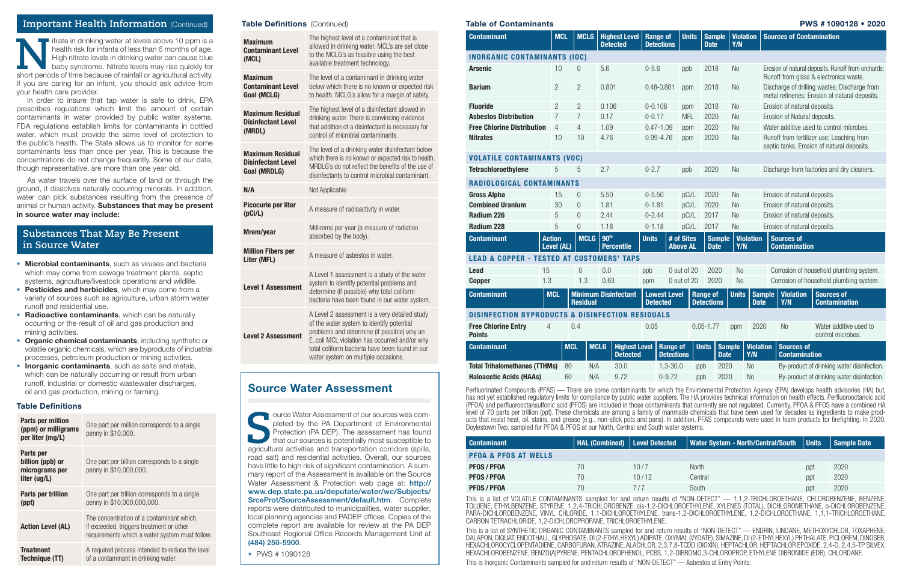## Important Health Information (Continued)

Nitrate in drinking water at levels above 10 ppm is a health risk for infants of less than 6 months of age. High nitrate levels in drinking water can cause blue baby syndrome. Nitrate levels may rise quickly for short periods of time because of rainfall or agricultural activity. If you are caring for an infant, you should ask advice from your health care provider.

In order to insure that tap water is safe to drink, EPA prescribes regulations which limit the amount of certain contaminants in water provided by public water systems. FDA regulations establish limits for contaminants in bottled water, which must provide the same level of protection to the public's health. The State allows us to monitor for some contaminants less than once per year. This is because the concentrations do not change frequently. Some of our data, though representative, are more than one year old.

As water travels over the surface of land or through the ground, it dissolves naturally occurring minerals. In addition, water can pick substances resulting from the presence of animal or human activity. **Substances that may be present in source water may include:**

## Substances That May Be Present in Source Water

- **Microbial contaminants**, such as viruses and bacteria which may come from sewage treatment plants, septic systems, agriculture/livestock operations and wildlife.
- **Pesticides and herbicides**, which may come from a variety of sources such as agriculture, urban storm water runoff and residential use.
- **Radioactive contaminants**, which can be naturally occurring or the result of oil and gas production and mining activities.
- **Organic chemical contaminants**, including synthetic or volatile organic chemicals, which are byproducts of industrial processes, petroleum production or mining activities.
- **Inorganic contaminants**, such as salts and metals, which can be naturally occurring or result from urban runoff, industrial or domestic wastewater discharges, oil and gas production, mining or farming.

### Table Definitions

| | |
|---|---|
| **Parts per million (ppm) or milligrams per liter (mg/L)** | One part per million corresponds to a single penny in $10,000. |
| **Parts per billion (ppb) or micrograms per liter (ug/L)** | One part per billion corresponds to a single penny in $10,000,000. |
| **Parts per trillion (ppt)** | One part per trillion corresponds to a single penny in $10,000,000,000. |
| **Action Level (AL)** | The concentration of a contaminant which, if exceeded, triggers treatment or other requirements which a water system must follow. |
| **Treatment Technique (TT)** | A required process intended to reduce the level of a contaminant in drinking water. |

### Table Definitions (Continued)

| | |
|---|---|
| **Maximum Contaminant Level (MCL)** | The highest level of a contaminant that is allowed in drinking water. MCL's are set close to the MCLG's as feasible using the best available treatment technology. |
| **Maximum Contaminant Level Goal (MCLG)** | The level of a contaminant in drinking water below which there is no known or expected risk to health. MCLG's allow for a margin of safety. |
| **Maximum Residual Disinfectant Level (MRDL)** | The highest level of a disinfectant allowed in drinking water. There is convincing evidence that addition of a disinfectant is necessary for control of microbial contaminants. |
| **Maximum Residual Disinfectant Level Goal (MRDLG)** | The level of a drinking water disinfectant below which there is no known or expected risk to health. MRDLG's do not reflect the benefits of the use of disinfectants to control microbial contaminant. |
| **N/A** | Not Applicable |
| **Picocurie per liter (pCi/L)** | A measure of radioactivity in water. |
| **Mrem/year** | Millirems per year (a measure of radiation absorbed by the body). |
| **Million Fibers per Liter (MFL)** | A measure of asbestos in water. |
| **Level 1 Assessment** | A Level 1 assessment is a study of the water system to identify potential problems and determine (if possible) why total coliform bacteria have been found in our water system. |
| **Level 2 Assessment** | A Level 2 assessment is a very detailed study of the water system to identify potential problems and determine (if possible) why an E. coli MCL violation has occurred and/or why total coliform bacteria have been found in our water system on multiple occasions. |

## Source Water Assessment

Source Water Assessment of our sources was completed by the PA Department of Environmental Protection (PA DEP). The assessment has found that our sources is potentially most susceptible to agricultural activities and transportation corridors (spills, road salt) and residential activities. Overall, our sources have little to high risk of significant contamination. A summary report of the Assessment is available on the Source Water Assessment & Protection web page at: **http://www.dep.state.pa.us/deputate/water/wc/Subjects/SrceProt/SourceAssessment/default.htm**. Complete reports were distributed to municipalities, water supplier, local planning agencies and PADEP offices. Copies of the complete report are available for review at the PA DEP Southeast Regional Office Records Management Unit at **(484) 250-5900**.

- PWS # 1090128

## Table of Contaminants

PWS # 1090128 • 2020

| Contaminant | MCL | MCLG | Highest Level Detected | Range of Detections | Units | Sample Date | Violation Y/N | Sources of Contamination |
|---|---|---|---|---|---|---|---|---|
| **INORGANIC CONTAMINANTS (IOC)** | | | | | | | | |
| **Arsenic** | 10 | 0 | 5.6 | 0-5.6 | ppb | 2018 | No | Erosion of natural deposits. Runoff from orchards; Runoff from glass & electronics waste. |
| **Barium** | 2 | 2 | 0.801 | 0.48-0.801 | ppm | 2018 | No | Discharge of drilling wastes; Discharge from metal refineries; Erosion of natural deposits. |
| **Fluoride** | 2 | 2 | 0.106 | 0-0.106 | ppm | 2018 | No | Erosion of natural deposits. |
| **Asbestos Distribution** | 7 | 7 | 0.17 | 0-0.17 | MFL | 2020 | No | Erosion of Natural deposits. |
| **Free Chlorine Distribution** | 4 | 4 | 1.09 | 0.47-1.09 | ppm | 2020 | No | Water additive used to control microbes. |
| **Nitrates** | 10 | 10 | 4.76 | 0.99-4.76 | ppm | 2020 | No | Runoff from fertilizer use; Leaching from septic tanks; Erosion of natural deposits. |
| **VOLATILE CONTAMINANTS (VOC)** | | | | | | | | |
| **Tetrachloroethylene** | 5 | 5 | 2.7 | 0-2.7 | ppb | 2020 | No | Discharge from factories and dry cleaners. |
| **RADIOLOGICAL CONTAMINANTS** | | | | | | | | |
| **Gross Alpha** | 15 | 0 | 5.50 | 0-5.50 | pCi/L | 2020 | No | Erosion of natural deposits. |
| **Combined Uranium** | 30 | 0 | 1.81 | 0-1.81 | pCi/L | 2020 | No | Erosion of natural deposits. |
| **Radium 226** | 5 | 0 | 2.44 | 0-2.44 | pCi/L | 2017 | No | Erosion of natural deposits. |
| **Radium 228** | 5 | 0 | 1.18 | 0-1.18 | pCi/L | 2017 | No | Erosion of natural deposits. |

| Contaminant | Action Level (AL) | MCLG | 90th Percentile | Units | # of Sites Above AL | Sample Date | Violation Y/N | Sources of Contamination |
|---|---|---|---|---|---|---|---|---|
| **LEAD & COPPER - TESTED AT CUSTOMERS' TAPS** | | | | | | | | |
| **Lead** | 15 | 0 | 0.0 | ppb | 0 out of 20 | 2020 | No | Corrosion of household plumbing system. |
| **Copper** | 1.3 | 1.3 | 0.63 | ppm | 0 out of 20 | 2020 | No | Corrosion of household plumbing system. |

| Contaminant | MCL | Minimum Disinfectant Residual | Lowest Level Detected | Range of Detections | Units | Sample Date | Violation Y/N | Sources of Contamination |
|---|---|---|---|---|---|---|---|---|
| **DISINFECTION BYPRODUCTS & DISINFECTION RESIDUALS** | | | | | | | | |
| **Free Chlorine Entry Points** | 4 | 0.4 | 0.05 | 0.05-1.77 | ppm | 2020 | No | Water additive used to control microbes. |

| Contaminant | MCL | MCLG | Highest Level Detected | Range of Detections | Units | Sample Date | Violation Y/N | Sources of Contamination |
|---|---|---|---|---|---|---|---|---|
| **Total Trihalomethanes (TTHMs)** | 80 | N/A | 30.0 | 1.3-30.0 | ppb | 2020 | No | By-product of drinking water disinfection. |
| **Haloacetic Acids (HAAs)** | 60 | N/A | 9.72 | 0-9.72 | ppb | 2020 | No | By-product of drinking water disinfection. |

Perfluorinated Compounds (PFAS) — There are some contaminants for which the Environmental Protection Agency (EPA) develops health advisories (HA) but, has not yet established regulatory limits for compliance by public water suppliers. The HA provides technical information on health effects. Perfluorooctanoic acid (PFOA) and perfluorooctansulfonic acid (PFOS) are included in those contaminants that currently are not regulated. Currently, PFOA & PFOS have a combined HA level of 70 parts per trillion (ppt). These chemicals are among a family of manmade chemicals that have been used for decades as ingredients to make products that resist heat, oil, stains, and grease (e.g., non-stick pots and pans). In addition, PFAS compounds were used in foam products for firefighting. In 2020, Doylestown Twp. sampled for PFOA & PFOS at our North, Central and South water systems.

| Contaminant | HAL (Combined) | Level Detected | Water System - North/Central/South | Units | Sample Date |
|---|---|---|---|---|---|
| **PFOA & PFOS AT WELLS** | | | | | |
| **PFOS / PFOA** | 70 | 10 / 7 | North | ppt | 2020 |
| **PFOS / PFOA** | 70 | 10 / 12 | Central | ppt | 2020 |
| **PFOS / PFOA** | 70 | 7 / 7 | South | ppt | 2020 |

This is a list of VOLATILE CONTAMINANTS sampled for and return results of "NON-DETECT" — 1,1,2-TRICHLOROETHANE, CHLOROBENZENE, BENZENE, TOLUENE, ETHYLBENZENE, STYRENE, 1,2,4-TRICHLOROBENZENE, cis-1,2-DICHLOROETHYLENE, XYLENES (TOTAL), DICHLOROMETHANE, o-DICHLOROBENZENE, PARA-DICHLOROBENZENE, VINYL CHLORIDE, 1,1-DICHLOROETHYLENE, trans-1,2-DICHLOROETHYLENE, 1,2-DICHLOROETHANE, 1,1,1-TRICHLOROETHANE, CARBON TETRACHLORIDE, 1,2-DICHLOROPROPANE, TRICHLOROETHYLENE.

This is a list of SYNTHETIC ORGANIC CONTAMINANTS sampled for and return results of "NON-DETECT" — ENDRIN, LINDANE, METHOXYCHLOR, TOXAPHENE, DALAPON, DIQUAT, ENDOTHALL, GLYPHOSATE, DI (2-ETHYLHEXYL) ADIPATE, OXYMAL (VYDATE), SIMAZINE, DI (2-ETHYLHEXYL) PHTHALATE, PICLOREM, DINOSEB, HEXACHLOROCYCLOPENTADIENE, CARBOFURAN, ATRAZINE, ALACHLOR, 2,3,7,8-TCDD (DIOXIN), HEPTACHLOR, HEPTACHLOR EPOXIDE, 2,4-D, 2,4,5-TP SILVEX, HEXACHLOROBENZENE, BENZO(A)PYRENE, PENTACHLOROPHENOL, PCBS, 1,2-DIBROMO,3-CHLOROPROP, ETHYLENE DIBROMIDE (EDB), CHLORDANE.

This is Inorganic Contaminants sampled for and return results of "NON-DETECT" — Asbestos at Entry Points.